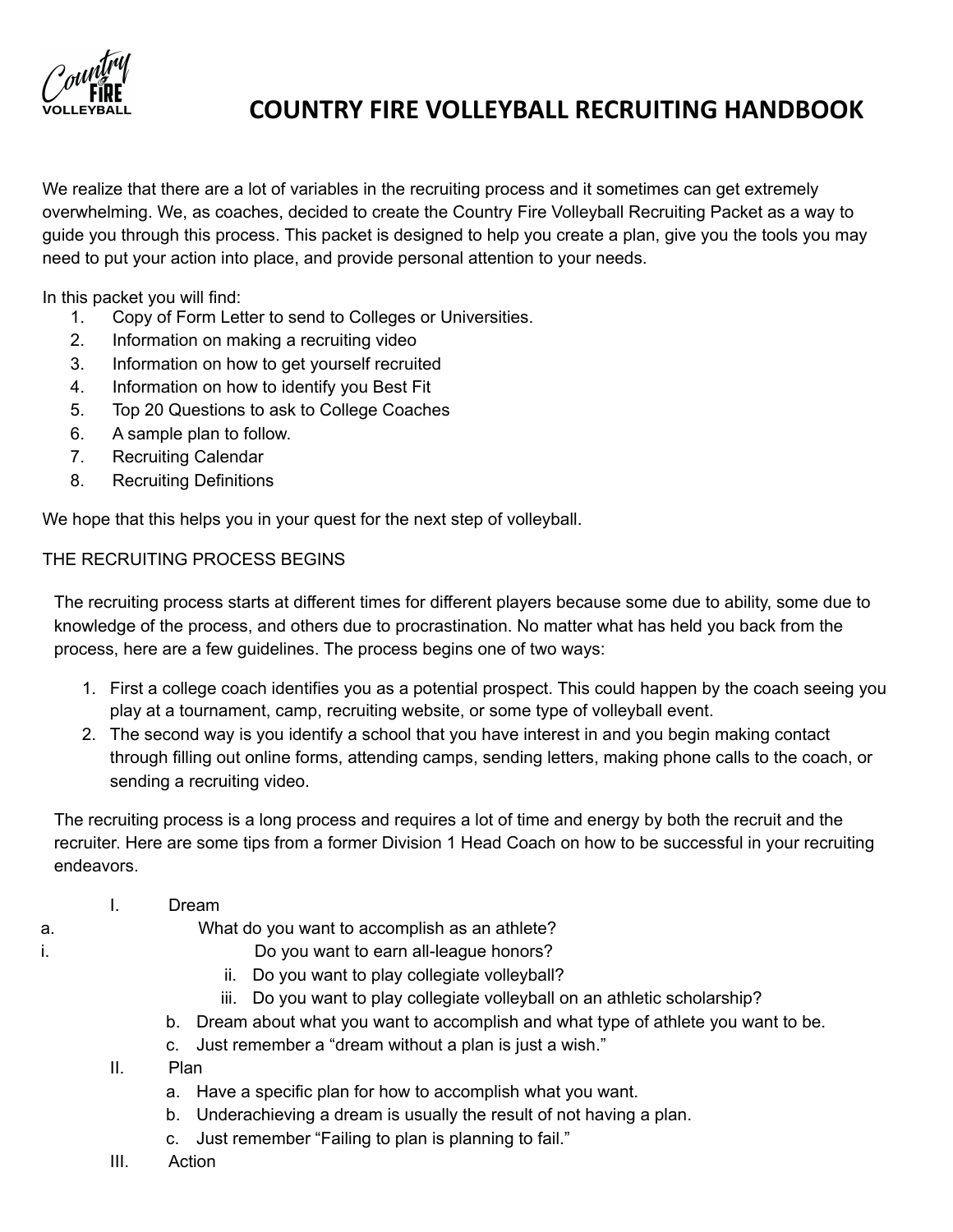# COUNTRY FIRE VOLLEYBALL RECRUITING HANDBOOK

We realize that there are a lot of variables in the recruiting process and it sometimes can get extremely overwhelming. We, as coaches, decided to create the Country Fire Volleyball Recruiting Packet as a way to guide you through this process. This packet is designed to help you create a plan, give you the tools you may need to put your action into place, and provide personal attention to your needs.

In this packet you will find:

1. Copy of Form Letter to send to Colleges or Universities.
2. Information on making a recruiting video
3. Information on how to get yourself recruited
4. Information on how to identify you Best Fit
5. Top 20 Questions to ask to College Coaches
6. A sample plan to follow.
7. Recruiting Calendar
8. Recruiting Definitions

We hope that this helps you in your quest for the next step of volleyball.

THE RECRUITING PROCESS BEGINS

The recruiting process starts at different times for different players because some due to ability, some due to knowledge of the process, and others due to procrastination. No matter what has held you back from the process, here are a few guidelines. The process begins one of two ways:

1. First a college coach identifies you as a potential prospect. This could happen by the coach seeing you play at a tournament, camp, recruiting website, or some type of volleyball event.
2. The second way is you identify a school that you have interest in and you begin making contact through filling out online forms, attending camps, sending letters, making phone calls to the coach, or sending a recruiting video.

The recruiting process is a long process and requires a lot of time and energy by both the recruit and the recruiter. Here are some tips from a former Division 1 Head Coach on how to be successful in your recruiting endeavors.

I. Dream
   a. What do you want to accomplish as an athlete?
      i. Do you want to earn all-league honors?
      ii. Do you want to play collegiate volleyball?
      iii. Do you want to play collegiate volleyball on an athletic scholarship?
   b. Dream about what you want to accomplish and what type of athlete you want to be.
   c. Just remember a "dream without a plan is just a wish."

II. Plan
   a. Have a specific plan for how to accomplish what you want.
   b. Underachieving a dream is usually the result of not having a plan.
   c. Just remember "Failing to plan is planning to fail."

III. Action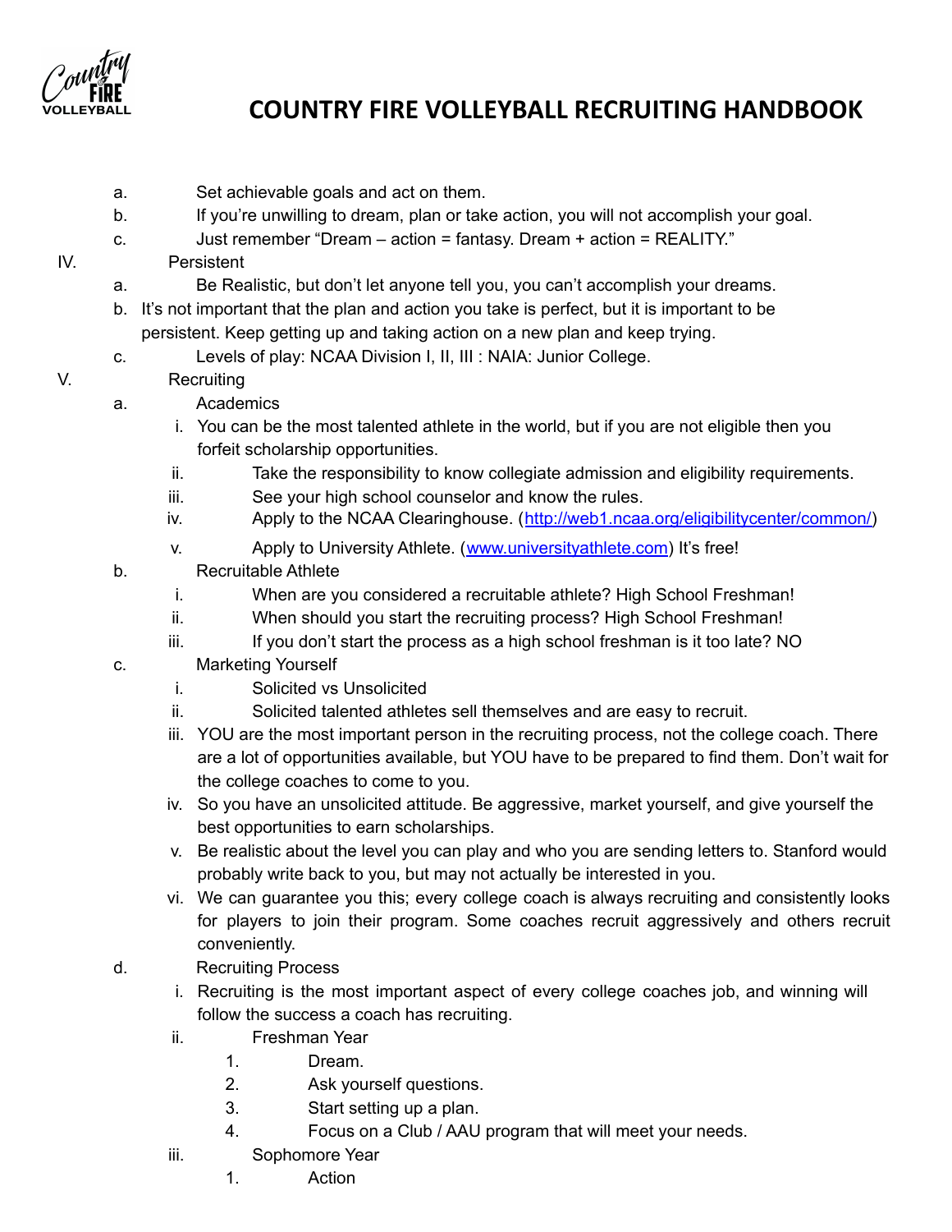a. Set achievable goals and act on them.
b. If you're unwilling to dream, plan or take action, you will not accomplish your goal.
c. Just remember "Dream – action = fantasy. Dream + action = REALITY."

IV. Persistent

a. Be Realistic, but don't let anyone tell you, you can't accomplish your dreams.
b. It's not important that the plan and action you take is perfect, but it is important to be persistent. Keep getting up and taking action on a new plan and keep trying.
c. Levels of play: NCAA Division I, II, III : NAIA: Junior College.

V. Recruiting

a. Academics
   i. You can be the most talented athlete in the world, but if you are not eligible then you forfeit scholarship opportunities.
   ii. Take the responsibility to know collegiate admission and eligibility requirements.
   iii. See your high school counselor and know the rules.
   iv. Apply to the NCAA Clearinghouse. (http://web1.ncaa.org/eligibilitycenter/common/)
   v. Apply to University Athlete. (www.universityathlete.com) It's free!
b. Recruitable Athlete
   i. When are you considered a recruitable athlete? High School Freshman!
   ii. When should you start the recruiting process? High School Freshman!
   iii. If you don't start the process as a high school freshman is it too late? NO
c. Marketing Yourself
   i. Solicited vs Unsolicited
   ii. Solicited talented athletes sell themselves and are easy to recruit.
   iii. YOU are the most important person in the recruiting process, not the college coach. There are a lot of opportunities available, but YOU have to be prepared to find them. Don't wait for the college coaches to come to you.
   iv. So you have an unsolicited attitude. Be aggressive, market yourself, and give yourself the best opportunities to earn scholarships.
   v. Be realistic about the level you can play and who you are sending letters to. Stanford would probably write back to you, but may not actually be interested in you.
   vi. We can guarantee you this; every college coach is always recruiting and consistently looks for players to join their program. Some coaches recruit aggressively and others recruit conveniently.
d. Recruiting Process
   i. Recruiting is the most important aspect of every college coaches job, and winning will follow the success a coach has recruiting.
   ii. Freshman Year
      1. Dream.
      2. Ask yourself questions.
      3. Start setting up a plan.
      4. Focus on a Club / AAU program that will meet your needs.
   iii. Sophomore Year
      1. Action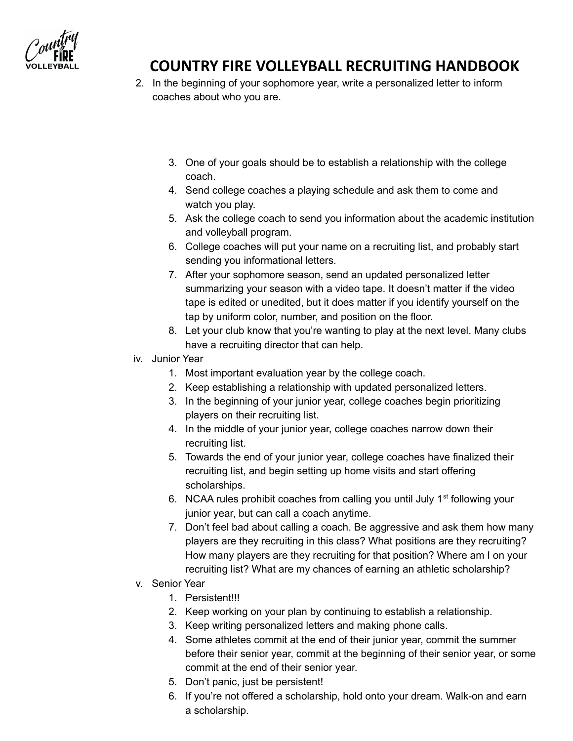2. In the beginning of your sophomore year, write a personalized letter to inform coaches about who you are.

3. One of your goals should be to establish a relationship with the college coach.
4. Send college coaches a playing schedule and ask them to come and watch you play.
5. Ask the college coach to send you information about the academic institution and volleyball program.
6. College coaches will put your name on a recruiting list, and probably start sending you informational letters.
7. After your sophomore season, send an updated personalized letter summarizing your season with a video tape. It doesn't matter if the video tape is edited or unedited, but it does matter if you identify yourself on the tap by uniform color, number, and position on the floor.
8. Let your club know that you're wanting to play at the next level. Many clubs have a recruiting director that can help.

iv. Junior Year

1. Most important evaluation year by the college coach.
2. Keep establishing a relationship with updated personalized letters.
3. In the beginning of your junior year, college coaches begin prioritizing players on their recruiting list.
4. In the middle of your junior year, college coaches narrow down their recruiting list.
5. Towards the end of your junior year, college coaches have finalized their recruiting list, and begin setting up home visits and start offering scholarships.
6. NCAA rules prohibit coaches from calling you until July 1st following your junior year, but can call a coach anytime.
7. Don't feel bad about calling a coach. Be aggressive and ask them how many players are they recruiting in this class? What positions are they recruiting? How many players are they recruiting for that position? Where am I on your recruiting list? What are my chances of earning an athletic scholarship?

v. Senior Year

1. Persistent!!!
2. Keep working on your plan by continuing to establish a relationship.
3. Keep writing personalized letters and making phone calls.
4. Some athletes commit at the end of their junior year, commit the summer before their senior year, commit at the beginning of their senior year, or some commit at the end of their senior year.
5. Don't panic, just be persistent!
6. If you're not offered a scholarship, hold onto your dream. Walk-on and earn a scholarship.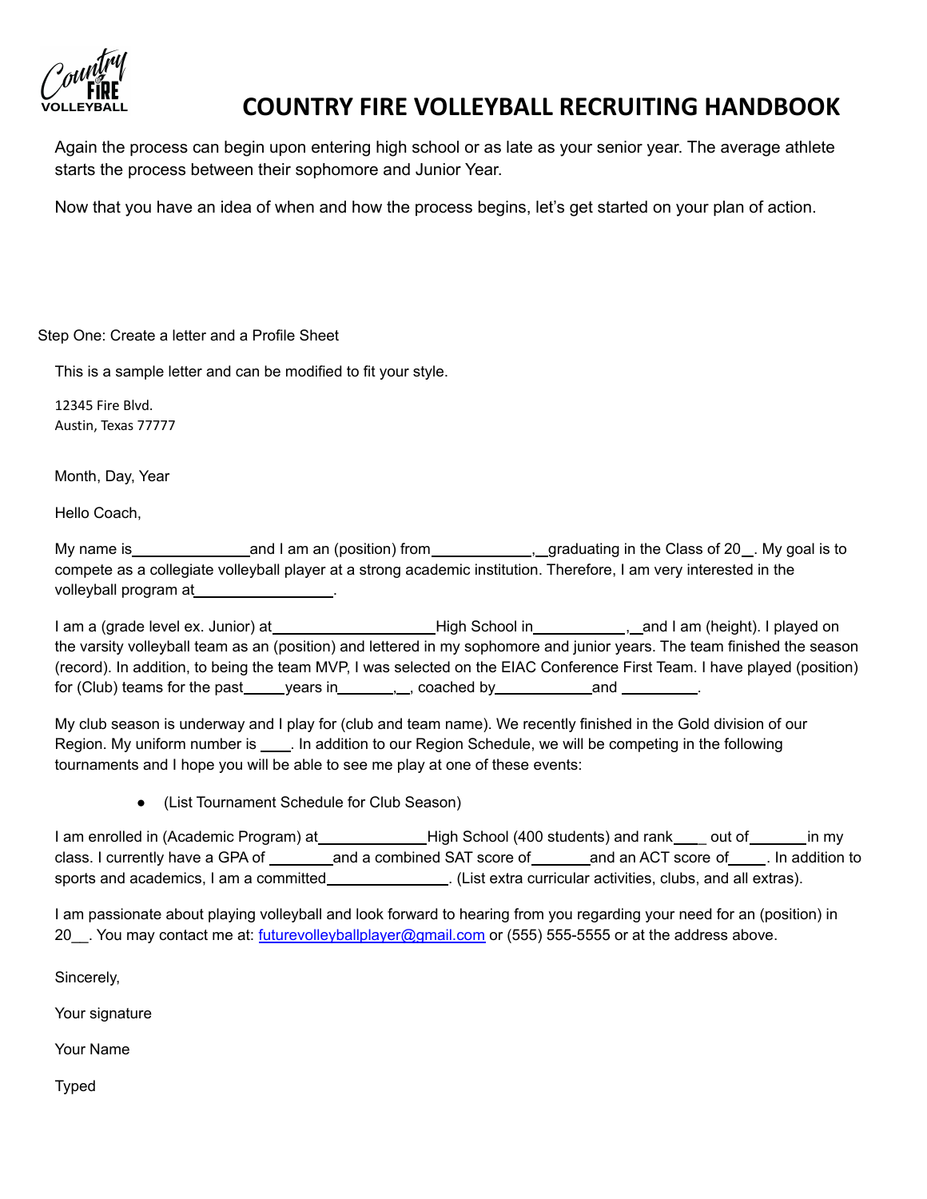Again the process can begin upon entering high school or as late as your senior year. The average athlete starts the process between their sophomore and Junior Year.

Now that you have an idea of when and how the process begins, let's get started on your plan of action.

Step One: Create a letter and a Profile Sheet

This is a sample letter and can be modified to fit your style.

12345 Fire Blvd.
Austin, Texas 77777

Month, Day, Year

Hello Coach,

My name is______________and I am an (position) from____________,__graduating in the Class of 20__. My goal is to compete as a collegiate volleyball player at a strong academic institution. Therefore, I am very interested in the volleyball program at_________________.

I am a (grade level ex. Junior) at____________________High School in___________,__and I am (height). I played on the varsity volleyball team as an (position) and lettered in my sophomore and junior years. The team finished the season (record). In addition, to being the team MVP, I was selected on the EIAC Conference First Team. I have played (position) for (Club) teams for the past_____years in_______,__, coached by____________and _________.

My club season is underway and I play for (club and team name). We recently finished in the Gold division of our Region. My uniform number is ____. In addition to our Region Schedule, we will be competing in the following tournaments and I hope you will be able to see me play at one of these events:

- (List Tournament Schedule for Club Season)

I am enrolled in (Academic Program) at_____________High School (400 students) and rank____ out of_______in my class. I currently have a GPA of ________and a combined SAT score of_______and an ACT score of____. In addition to sports and academics, I am a committed_______________. (List extra curricular activities, clubs, and all extras).

I am passionate about playing volleyball and look forward to hearing from you regarding your need for an (position) in 20__. You may contact me at: futurevolleyballplayer@gmail.com or (555) 555-5555 or at the address above.

Sincerely,

Your signature

Your Name

Typed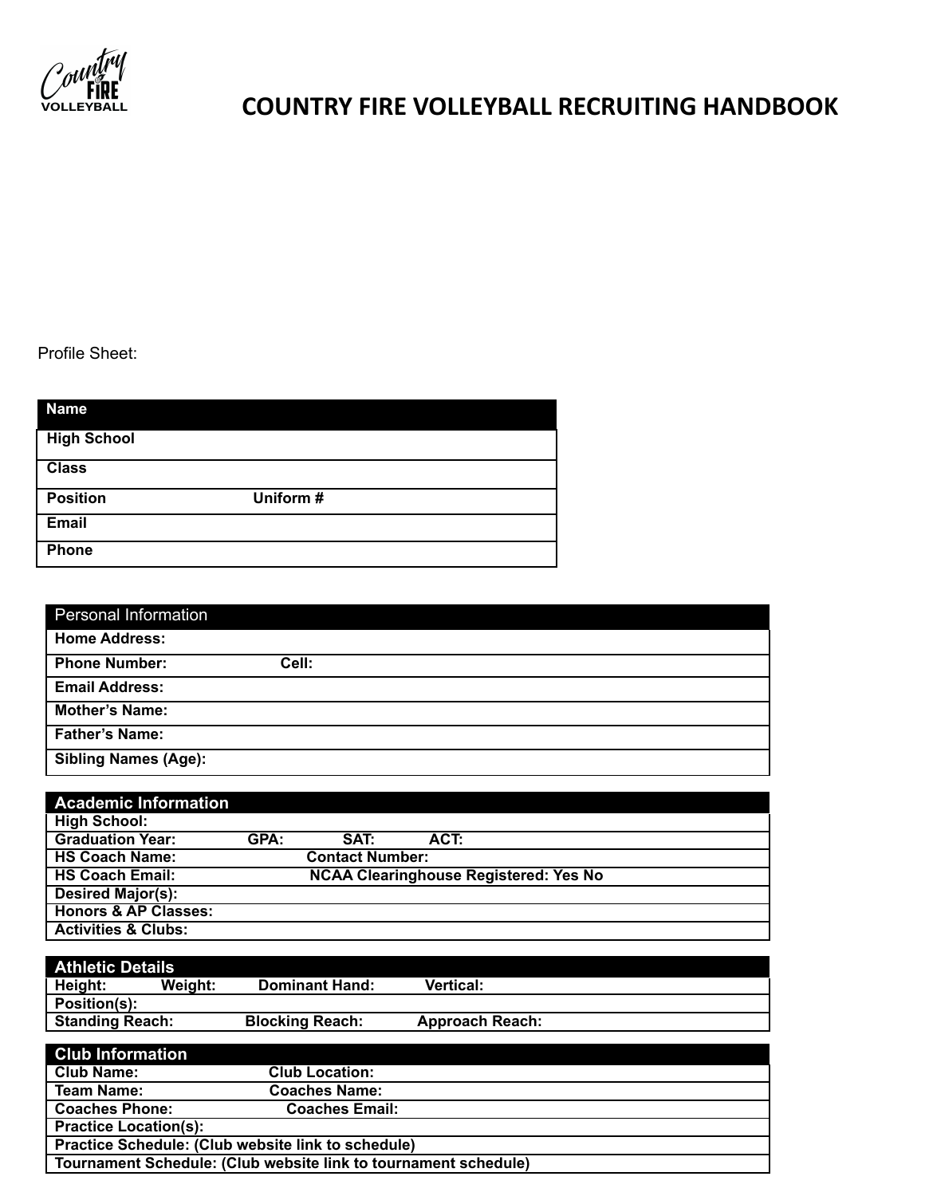# COUNTRY FIRE VOLLEYBALL RECRUITING HANDBOOK

Profile Sheet:

| **Name** | |
|---|---|
| **High School** | |
| **Class** | |
| **Position** | **Uniform #** |
| **Email** | |
| **Phone** | |

| Personal Information | |
|---|---|
| **Home Address:** | |
| **Phone Number:** | **Cell:** |
| **Email Address:** | |
| **Mother's Name:** | |
| **Father's Name:** | |
| **Sibling Names (Age):** | |

| **Academic Information** | | | |
|---|---|---|---|
| **High School:** | | | |
| **Graduation Year:** | **GPA:** | **SAT:** | **ACT:** |
| **HS Coach Name:** | **Contact Number:** | | |
| **HS Coach Email:** | **NCAA Clearinghouse Registered: Yes No** | | |
| **Desired Major(s):** | | | |
| **Honors & AP Classes:** | | | |
| **Activities & Clubs:** | | | |

| **Athletic Details** | | | |
|---|---|---|---|
| **Height:** | **Weight:** | **Dominant Hand:** | **Vertical:** |
| **Position(s):** | | | |
| **Standing Reach:** | **Blocking Reach:** | **Approach Reach:** | |

| **Club Information** | |
|---|---|
| **Club Name:** | **Club Location:** |
| **Team Name:** | **Coaches Name:** |
| **Coaches Phone:** | **Coaches Email:** |
| **Practice Location(s):** | |
| **Practice Schedule: (Club website link to schedule)** | |
| **Tournament Schedule: (Club website link to tournament schedule)** | |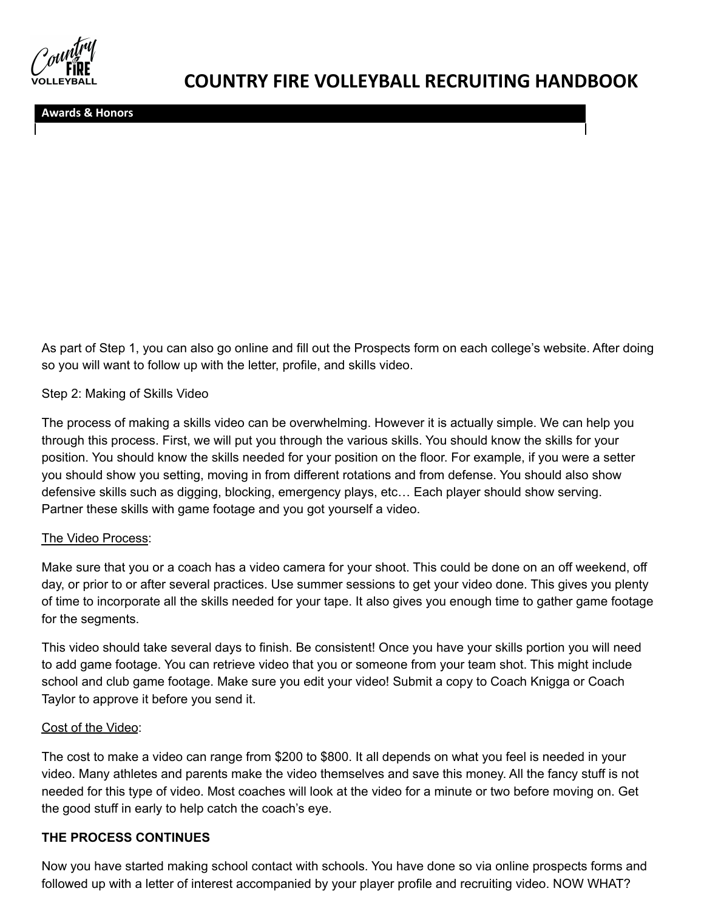| Awards & Honors |
| --- |
| |

As part of Step 1, you can also go online and fill out the Prospects form on each college's website. After doing so you will want to follow up with the letter, profile, and skills video.

Step 2: Making of Skills Video

The process of making a skills video can be overwhelming. However it is actually simple. We can help you through this process. First, we will put you through the various skills. You should know the skills for your position. You should know the skills needed for your position on the floor. For example, if you were a setter you should show you setting, moving in from different rotations and from defense. You should also show defensive skills such as digging, blocking, emergency plays, etc… Each player should show serving. Partner these skills with game footage and you got yourself a video.

<u>The Video Process</u>:

Make sure that you or a coach has a video camera for your shoot. This could be done on an off weekend, off day, or prior to or after several practices. Use summer sessions to get your video done. This gives you plenty of time to incorporate all the skills needed for your tape. It also gives you enough time to gather game footage for the segments.

This video should take several days to finish. Be consistent! Once you have your skills portion you will need to add game footage. You can retrieve video that you or someone from your team shot. This might include school and club game footage. Make sure you edit your video! Submit a copy to Coach Knigga or Coach Taylor to approve it before you send it.

<u>Cost of the Video</u>:

The cost to make a video can range from $200 to $800. It all depends on what you feel is needed in your video. Many athletes and parents make the video themselves and save this money. All the fancy stuff is not needed for this type of video. Most coaches will look at the video for a minute or two before moving on. Get the good stuff in early to help catch the coach's eye.

**THE PROCESS CONTINUES**

Now you have started making school contact with schools. You have done so via online prospects forms and followed up with a letter of interest accompanied by your player profile and recruiting video. NOW WHAT?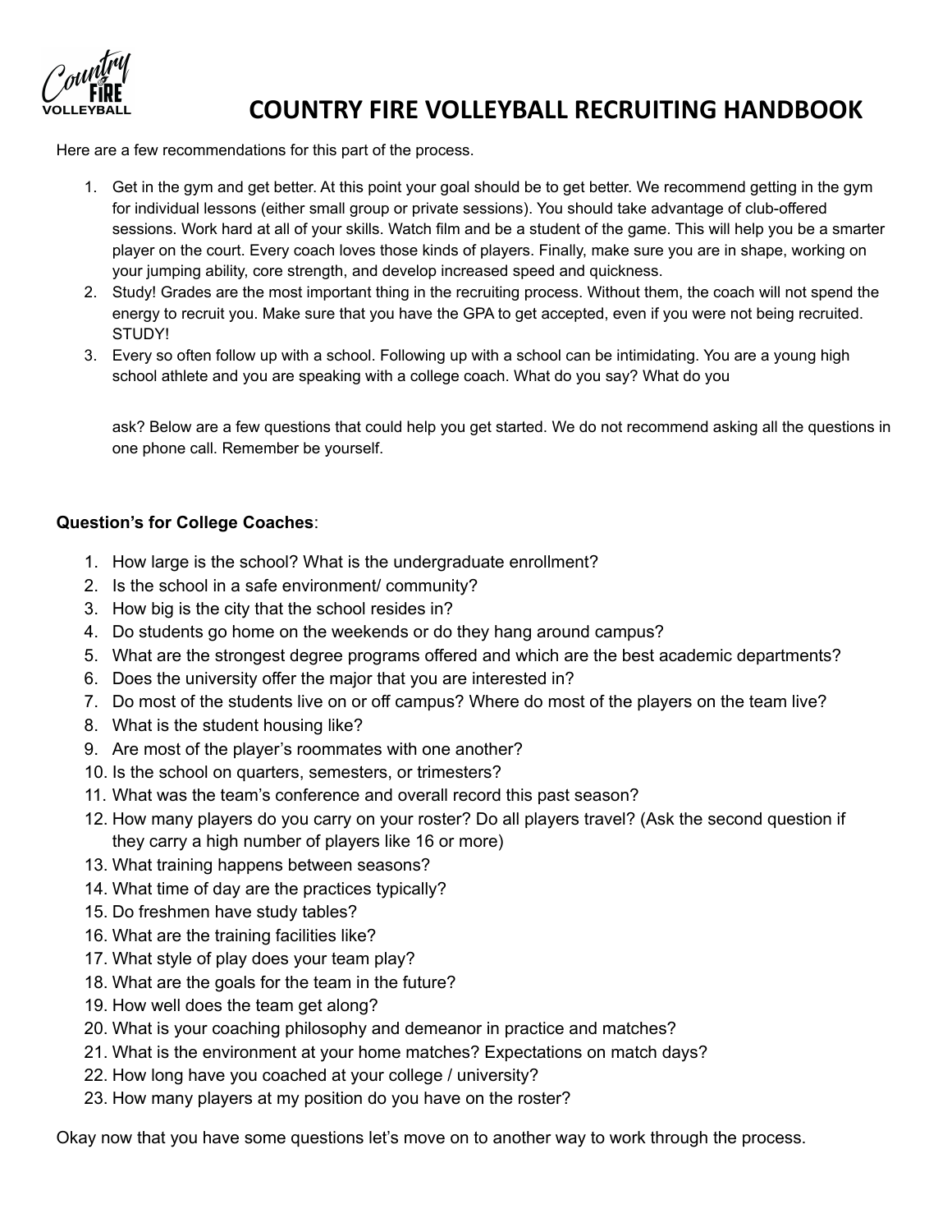# COUNTRY FIRE VOLLEYBALL RECRUITING HANDBOOK

Here are a few recommendations for this part of the process.

1. Get in the gym and get better. At this point your goal should be to get better. We recommend getting in the gym for individual lessons (either small group or private sessions). You should take advantage of club-offered sessions. Work hard at all of your skills. Watch film and be a student of the game. This will help you be a smarter player on the court. Every coach loves those kinds of players. Finally, make sure you are in shape, working on your jumping ability, core strength, and develop increased speed and quickness.
2. Study! Grades are the most important thing in the recruiting process. Without them, the coach will not spend the energy to recruit you. Make sure that you have the GPA to get accepted, even if you were not being recruited. STUDY!
3. Every so often follow up with a school. Following up with a school can be intimidating. You are a young high school athlete and you are speaking with a college coach. What do you say? What do you ask? Below are a few questions that could help you get started. We do not recommend asking all the questions in one phone call. Remember be yourself.

**Question's for College Coaches**:

1. How large is the school? What is the undergraduate enrollment?
2. Is the school in a safe environment/ community?
3. How big is the city that the school resides in?
4. Do students go home on the weekends or do they hang around campus?
5. What are the strongest degree programs offered and which are the best academic departments?
6. Does the university offer the major that you are interested in?
7. Do most of the students live on or off campus? Where do most of the players on the team live?
8. What is the student housing like?
9. Are most of the player's roommates with one another?
10. Is the school on quarters, semesters, or trimesters?
11. What was the team's conference and overall record this past season?
12. How many players do you carry on your roster? Do all players travel? (Ask the second question if they carry a high number of players like 16 or more)
13. What training happens between seasons?
14. What time of day are the practices typically?
15. Do freshmen have study tables?
16. What are the training facilities like?
17. What style of play does your team play?
18. What are the goals for the team in the future?
19. How well does the team get along?
20. What is your coaching philosophy and demeanor in practice and matches?
21. What is the environment at your home matches? Expectations on match days?
22. How long have you coached at your college / university?
23. How many players at my position do you have on the roster?

Okay now that you have some questions let's move on to another way to work through the process.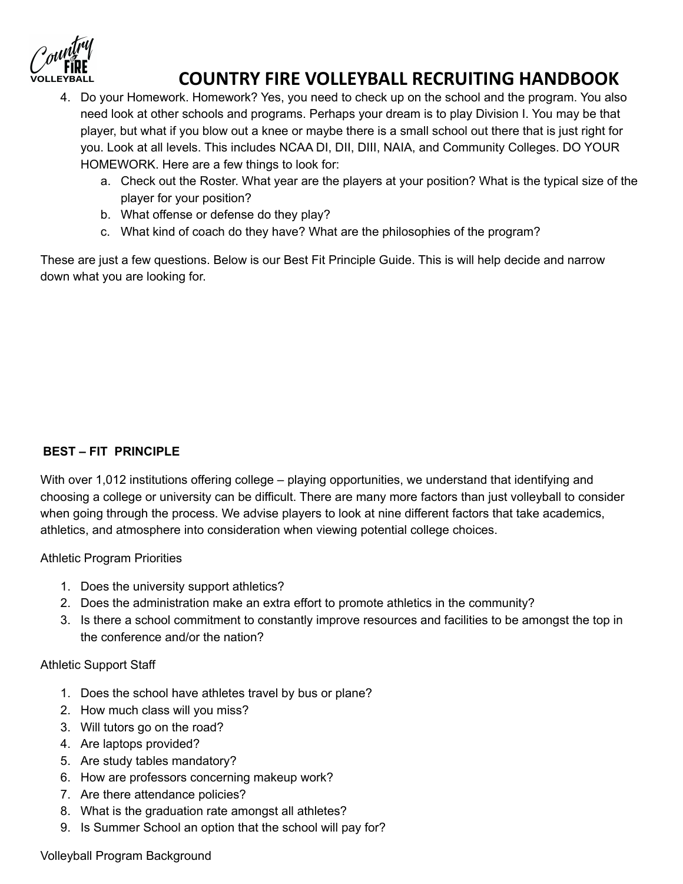4. Do your Homework. Homework? Yes, you need to check up on the school and the program. You also need look at other schools and programs. Perhaps your dream is to play Division I. You may be that player, but what if you blow out a knee or maybe there is a small school out there that is just right for you. Look at all levels. This includes NCAA DI, DII, DIII, NAIA, and Community Colleges. DO YOUR HOMEWORK. Here are a few things to look for:
   a. Check out the Roster. What year are the players at your position? What is the typical size of the player for your position?
   b. What offense or defense do they play?
   c. What kind of coach do they have? What are the philosophies of the program?

These are just a few questions. Below is our Best Fit Principle Guide. This is will help decide and narrow down what you are looking for.

**BEST – FIT PRINCIPLE**

With over 1,012 institutions offering college – playing opportunities, we understand that identifying and choosing a college or university can be difficult. There are many more factors than just volleyball to consider when going through the process. We advise players to look at nine different factors that take academics, athletics, and atmosphere into consideration when viewing potential college choices.

Athletic Program Priorities

1. Does the university support athletics?
2. Does the administration make an extra effort to promote athletics in the community?
3. Is there a school commitment to constantly improve resources and facilities to be amongst the top in the conference and/or the nation?

Athletic Support Staff

1. Does the school have athletes travel by bus or plane?
2. How much class will you miss?
3. Will tutors go on the road?
4. Are laptops provided?
5. Are study tables mandatory?
6. How are professors concerning makeup work?
7. Are there attendance policies?
8. What is the graduation rate amongst all athletes?
9. Is Summer School an option that the school will pay for?

Volleyball Program Background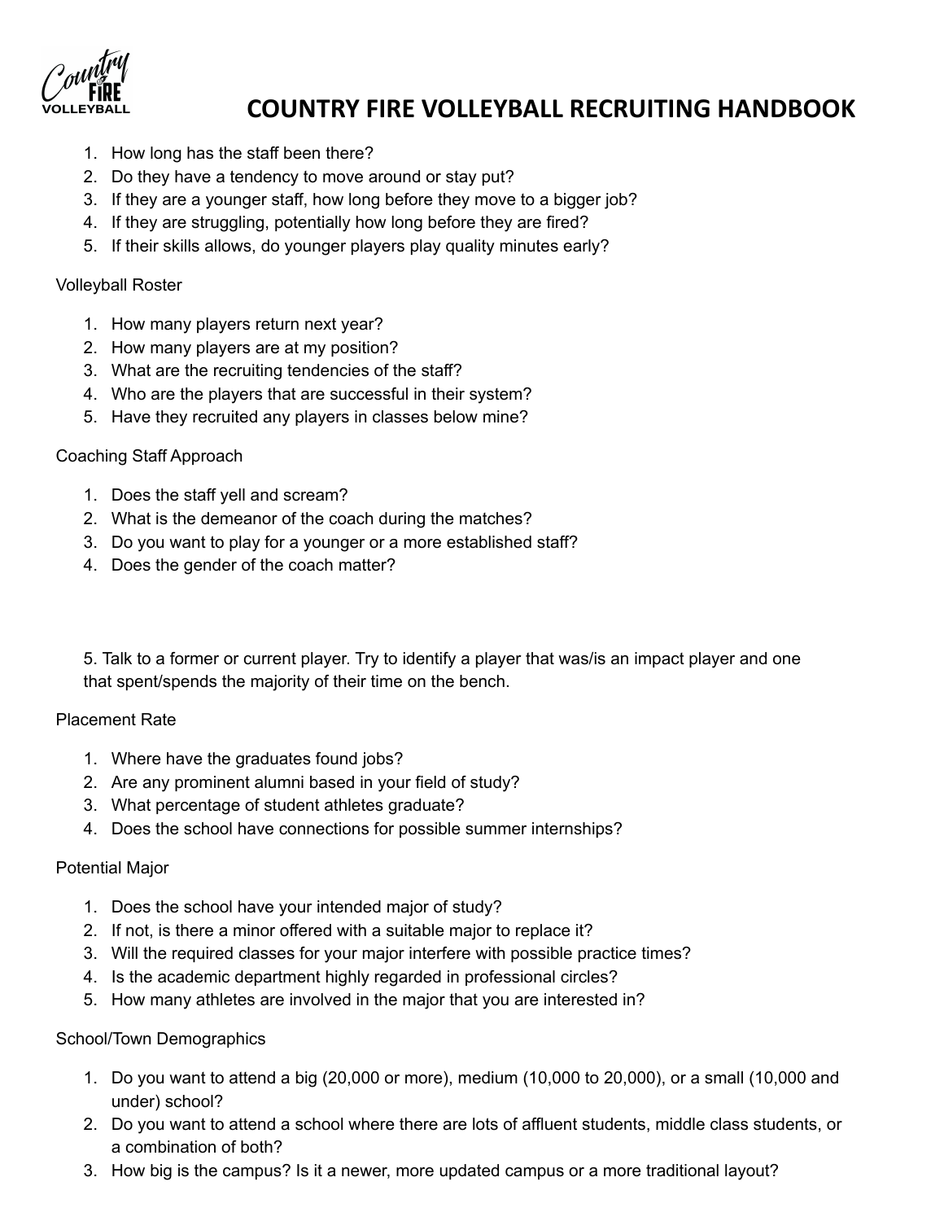1. How long has the staff been there?
2. Do they have a tendency to move around or stay put?
3. If they are a younger staff, how long before they move to a bigger job?
4. If they are struggling, potentially how long before they are fired?
5. If their skills allows, do younger players play quality minutes early?

Volleyball Roster

1. How many players return next year?
2. How many players are at my position?
3. What are the recruiting tendencies of the staff?
4. Who are the players that are successful in their system?
5. Have they recruited any players in classes below mine?

Coaching Staff Approach

1. Does the staff yell and scream?
2. What is the demeanor of the coach during the matches?
3. Do you want to play for a younger or a more established staff?
4. Does the gender of the coach matter?

5. Talk to a former or current player. Try to identify a player that was/is an impact player and one that spent/spends the majority of their time on the bench.

Placement Rate

1. Where have the graduates found jobs?
2. Are any prominent alumni based in your field of study?
3. What percentage of student athletes graduate?
4. Does the school have connections for possible summer internships?

Potential Major

1. Does the school have your intended major of study?
2. If not, is there a minor offered with a suitable major to replace it?
3. Will the required classes for your major interfere with possible practice times?
4. Is the academic department highly regarded in professional circles?
5. How many athletes are involved in the major that you are interested in?

School/Town Demographics

1. Do you want to attend a big (20,000 or more), medium (10,000 to 20,000), or a small (10,000 and under) school?
2. Do you want to attend a school where there are lots of affluent students, middle class students, or a combination of both?
3. How big is the campus? Is it a newer, more updated campus or a more traditional layout?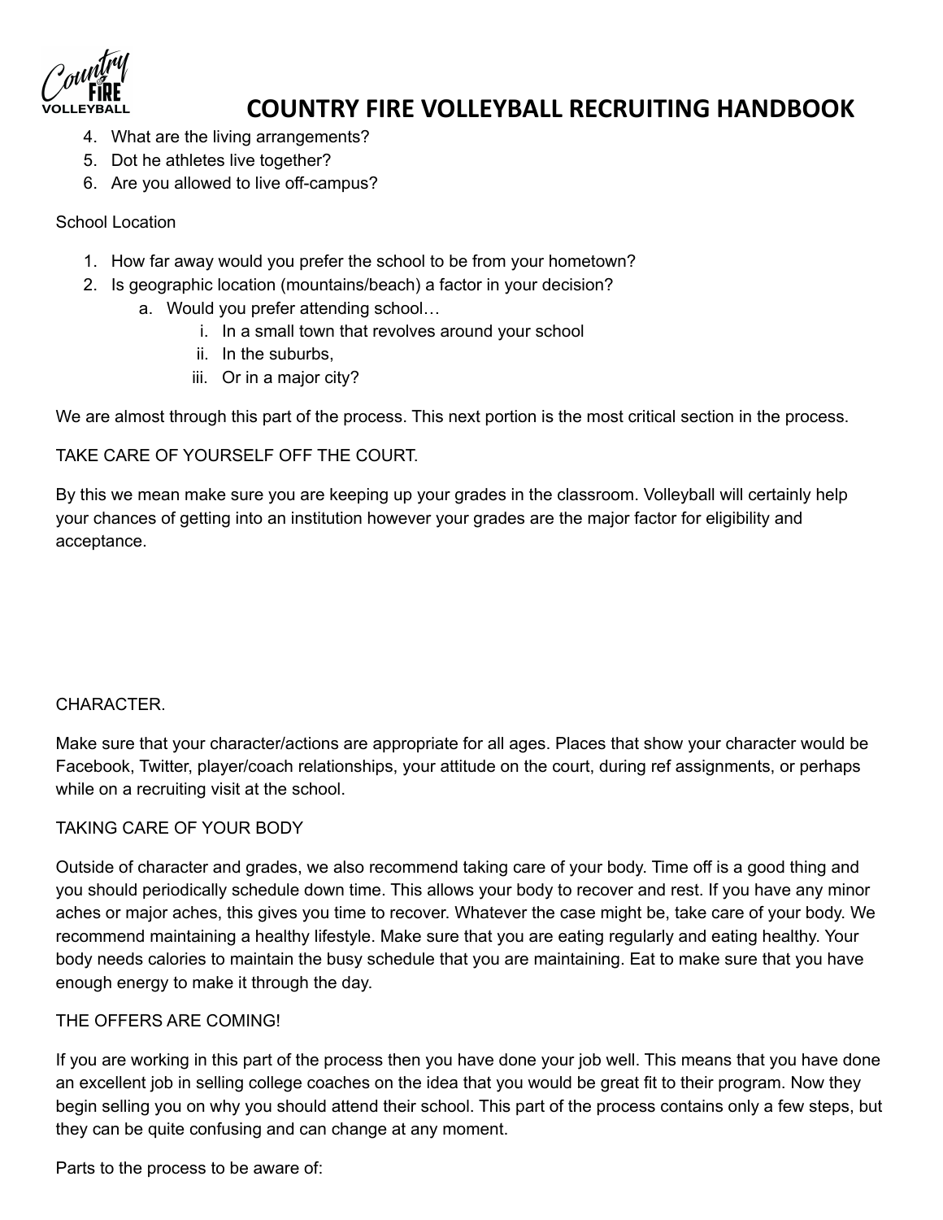4. What are the living arrangements?
5. Dot he athletes live together?
6. Are you allowed to live off-campus?

School Location

1. How far away would you prefer the school to be from your hometown?
2. Is geographic location (mountains/beach) a factor in your decision?
    a. Would you prefer attending school…
        i. In a small town that revolves around your school
        ii. In the suburbs,
        iii. Or in a major city?

We are almost through this part of the process. This next portion is the most critical section in the process.

TAKE CARE OF YOURSELF OFF THE COURT.

By this we mean make sure you are keeping up your grades in the classroom. Volleyball will certainly help your chances of getting into an institution however your grades are the major factor for eligibility and acceptance.

CHARACTER.

Make sure that your character/actions are appropriate for all ages. Places that show your character would be Facebook, Twitter, player/coach relationships, your attitude on the court, during ref assignments, or perhaps while on a recruiting visit at the school.

TAKING CARE OF YOUR BODY

Outside of character and grades, we also recommend taking care of your body. Time off is a good thing and you should periodically schedule down time. This allows your body to recover and rest. If you have any minor aches or major aches, this gives you time to recover. Whatever the case might be, take care of your body. We recommend maintaining a healthy lifestyle. Make sure that you are eating regularly and eating healthy. Your body needs calories to maintain the busy schedule that you are maintaining. Eat to make sure that you have enough energy to make it through the day.

THE OFFERS ARE COMING!

If you are working in this part of the process then you have done your job well. This means that you have done an excellent job in selling college coaches on the idea that you would be great fit to their program. Now they begin selling you on why you should attend their school. This part of the process contains only a few steps, but they can be quite confusing and can change at any moment.

Parts to the process to be aware of: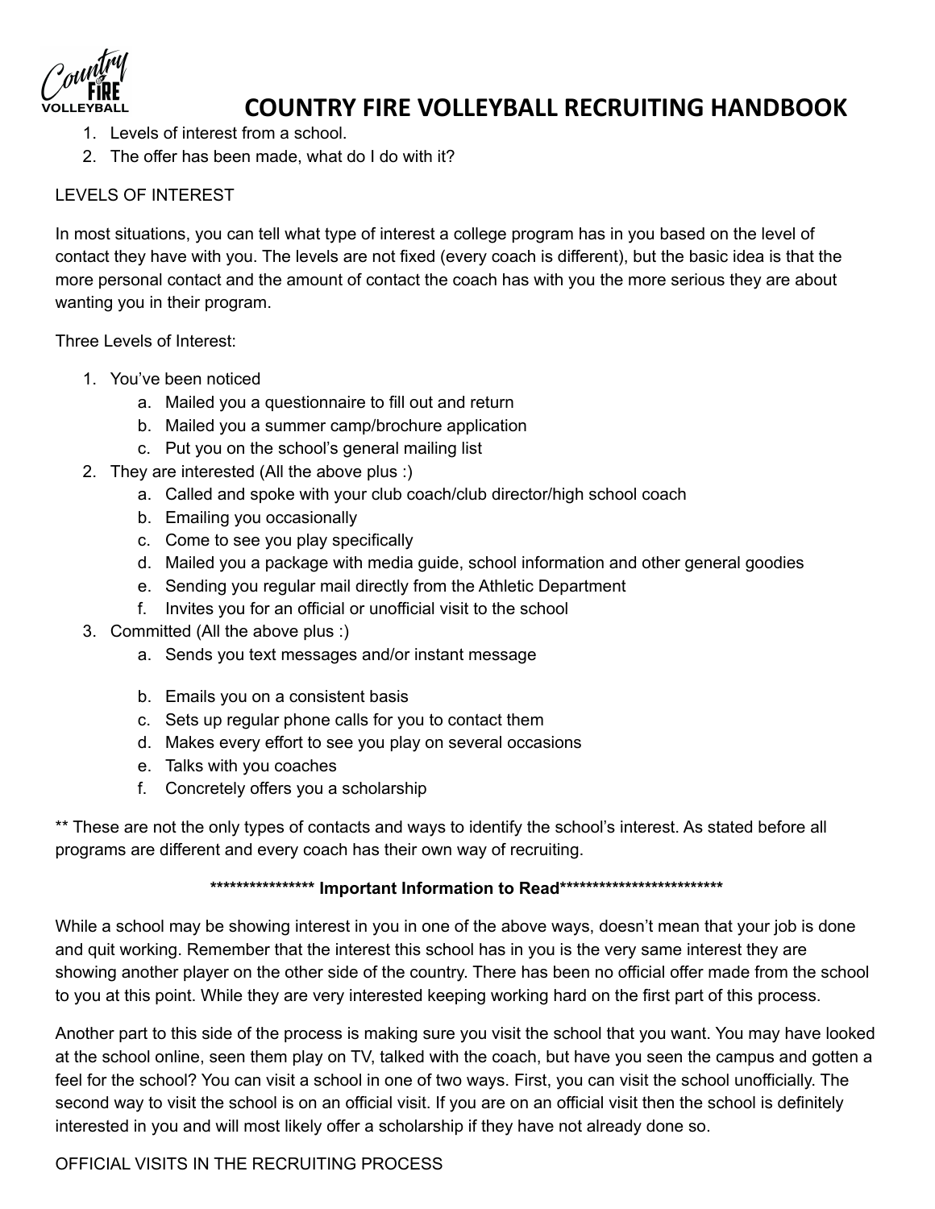1. Levels of interest from a school.
2. The offer has been made, what do I do with it?

LEVELS OF INTEREST

In most situations, you can tell what type of interest a college program has in you based on the level of contact they have with you. The levels are not fixed (every coach is different), but the basic idea is that the more personal contact and the amount of contact the coach has with you the more serious they are about wanting you in their program.

Three Levels of Interest:

1. You've been noticed
   a. Mailed you a questionnaire to fill out and return
   b. Mailed you a summer camp/brochure application
   c. Put you on the school's general mailing list
2. They are interested (All the above plus :)
   a. Called and spoke with your club coach/club director/high school coach
   b. Emailing you occasionally
   c. Come to see you play specifically
   d. Mailed you a package with media guide, school information and other general goodies
   e. Sending you regular mail directly from the Athletic Department
   f. Invites you for an official or unofficial visit to the school
3. Committed (All the above plus :)
   a. Sends you text messages and/or instant message
   b. Emails you on a consistent basis
   c. Sets up regular phone calls for you to contact them
   d. Makes every effort to see you play on several occasions
   e. Talks with you coaches
   f. Concretely offers you a scholarship

** These are not the only types of contacts and ways to identify the school's interest. As stated before all programs are different and every coach has their own way of recruiting.

**************** **Important Information to Read** **************************

While a school may be showing interest in you in one of the above ways, doesn't mean that your job is done and quit working. Remember that the interest this school has in you is the very same interest they are showing another player on the other side of the country. There has been no official offer made from the school to you at this point. While they are very interested keeping working hard on the first part of this process.

Another part to this side of the process is making sure you visit the school that you want. You may have looked at the school online, seen them play on TV, talked with the coach, but have you seen the campus and gotten a feel for the school? You can visit a school in one of two ways. First, you can visit the school unofficially. The second way to visit the school is on an official visit. If you are on an official visit then the school is definitely interested in you and will most likely offer a scholarship if they have not already done so.

OFFICIAL VISITS IN THE RECRUITING PROCESS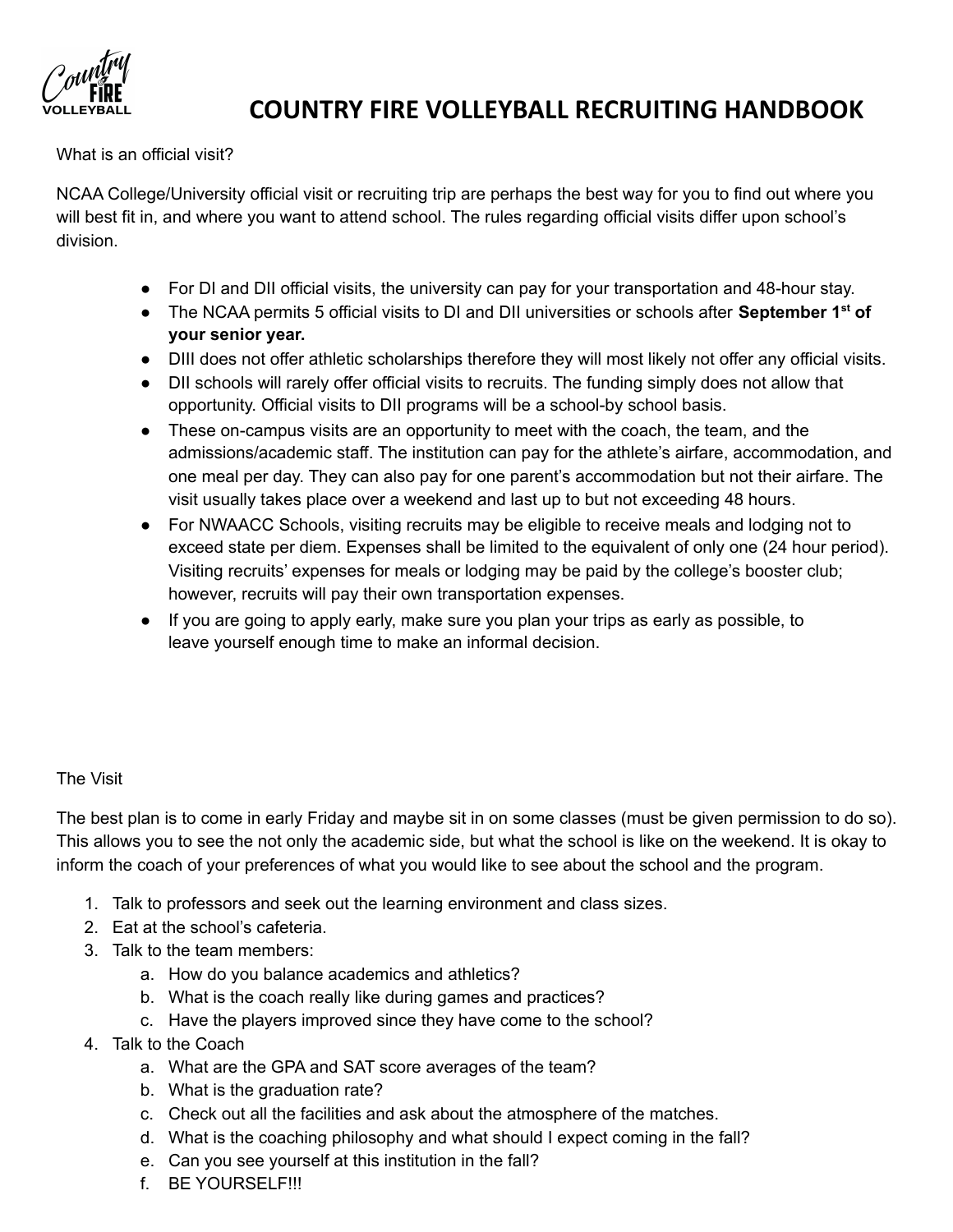What is an official visit?

NCAA College/University official visit or recruiting trip are perhaps the best way for you to find out where you will best fit in, and where you want to attend school. The rules regarding official visits differ upon school's division.

- For DI and DII official visits, the university can pay for your transportation and 48-hour stay.
- The NCAA permits 5 official visits to DI and DII universities or schools after **September 1st of your senior year.**
- DIII does not offer athletic scholarships therefore they will most likely not offer any official visits.
- DII schools will rarely offer official visits to recruits. The funding simply does not allow that opportunity. Official visits to DII programs will be a school-by school basis.
- These on-campus visits are an opportunity to meet with the coach, the team, and the admissions/academic staff. The institution can pay for the athlete's airfare, accommodation, and one meal per day. They can also pay for one parent's accommodation but not their airfare. The visit usually takes place over a weekend and last up to but not exceeding 48 hours.
- For NWAACC Schools, visiting recruits may be eligible to receive meals and lodging not to exceed state per diem. Expenses shall be limited to the equivalent of only one (24 hour period). Visiting recruits' expenses for meals or lodging may be paid by the college's booster club; however, recruits will pay their own transportation expenses.
- If you are going to apply early, make sure you plan your trips as early as possible, to leave yourself enough time to make an informal decision.

The Visit

The best plan is to come in early Friday and maybe sit in on some classes (must be given permission to do so). This allows you to see the not only the academic side, but what the school is like on the weekend. It is okay to inform the coach of your preferences of what you would like to see about the school and the program.

1. Talk to professors and seek out the learning environment and class sizes.
2. Eat at the school's cafeteria.
3. Talk to the team members:
   a. How do you balance academics and athletics?
   b. What is the coach really like during games and practices?
   c. Have the players improved since they have come to the school?
4. Talk to the Coach
   a. What are the GPA and SAT score averages of the team?
   b. What is the graduation rate?
   c. Check out all the facilities and ask about the atmosphere of the matches.
   d. What is the coaching philosophy and what should I expect coming in the fall?
   e. Can you see yourself at this institution in the fall?
   f. BE YOURSELF!!!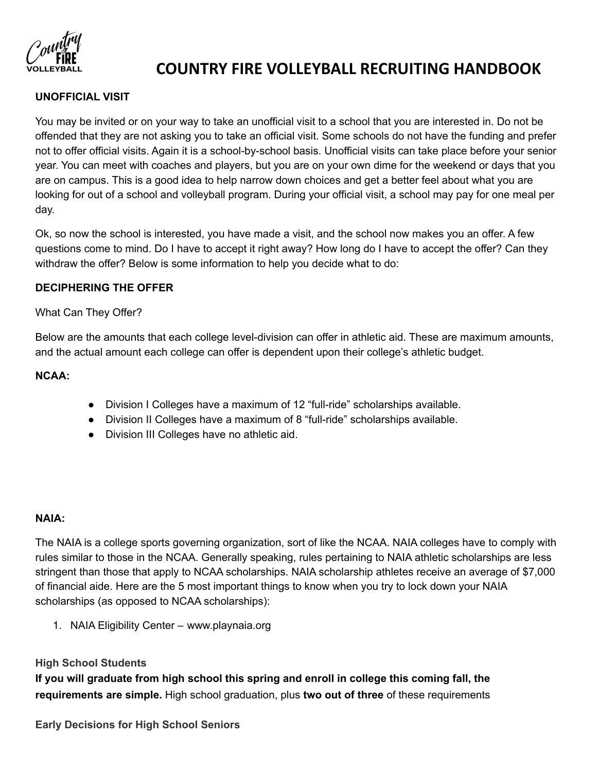# COUNTRY FIRE VOLLEYBALL RECRUITING HANDBOOK

**UNOFFICIAL VISIT**

You may be invited or on your way to take an unofficial visit to a school that you are interested in. Do not be offended that they are not asking you to take an official visit. Some schools do not have the funding and prefer not to offer official visits. Again it is a school-by-school basis. Unofficial visits can take place before your senior year. You can meet with coaches and players, but you are on your own dime for the weekend or days that you are on campus. This is a good idea to help narrow down choices and get a better feel about what you are looking for out of a school and volleyball program. During your official visit, a school may pay for one meal per day.

Ok, so now the school is interested, you have made a visit, and the school now makes you an offer. A few questions come to mind. Do I have to accept it right away? How long do I have to accept the offer? Can they withdraw the offer? Below is some information to help you decide what to do:

**DECIPHERING THE OFFER**

What Can They Offer?

Below are the amounts that each college level-division can offer in athletic aid. These are maximum amounts, and the actual amount each college can offer is dependent upon their college's athletic budget.

**NCAA:**

- Division I Colleges have a maximum of 12 "full-ride" scholarships available.
- Division II Colleges have a maximum of 8 "full-ride" scholarships available.
- Division III Colleges have no athletic aid.

**NAIA:**

The NAIA is a college sports governing organization, sort of like the NCAA. NAIA colleges have to comply with rules similar to those in the NCAA. Generally speaking, rules pertaining to NAIA athletic scholarships are less stringent than those that apply to NCAA scholarships. NAIA scholarship athletes receive an average of $7,000 of financial aide. Here are the 5 most important things to know when you try to lock down your NAIA scholarships (as opposed to NCAA scholarships):

1. NAIA Eligibility Center – www.playnaia.org

**High School Students**

**If you will graduate from high school this spring and enroll in college this coming fall, the requirements are simple.** High school graduation, plus **two out of three** of these requirements

**Early Decisions for High School Seniors**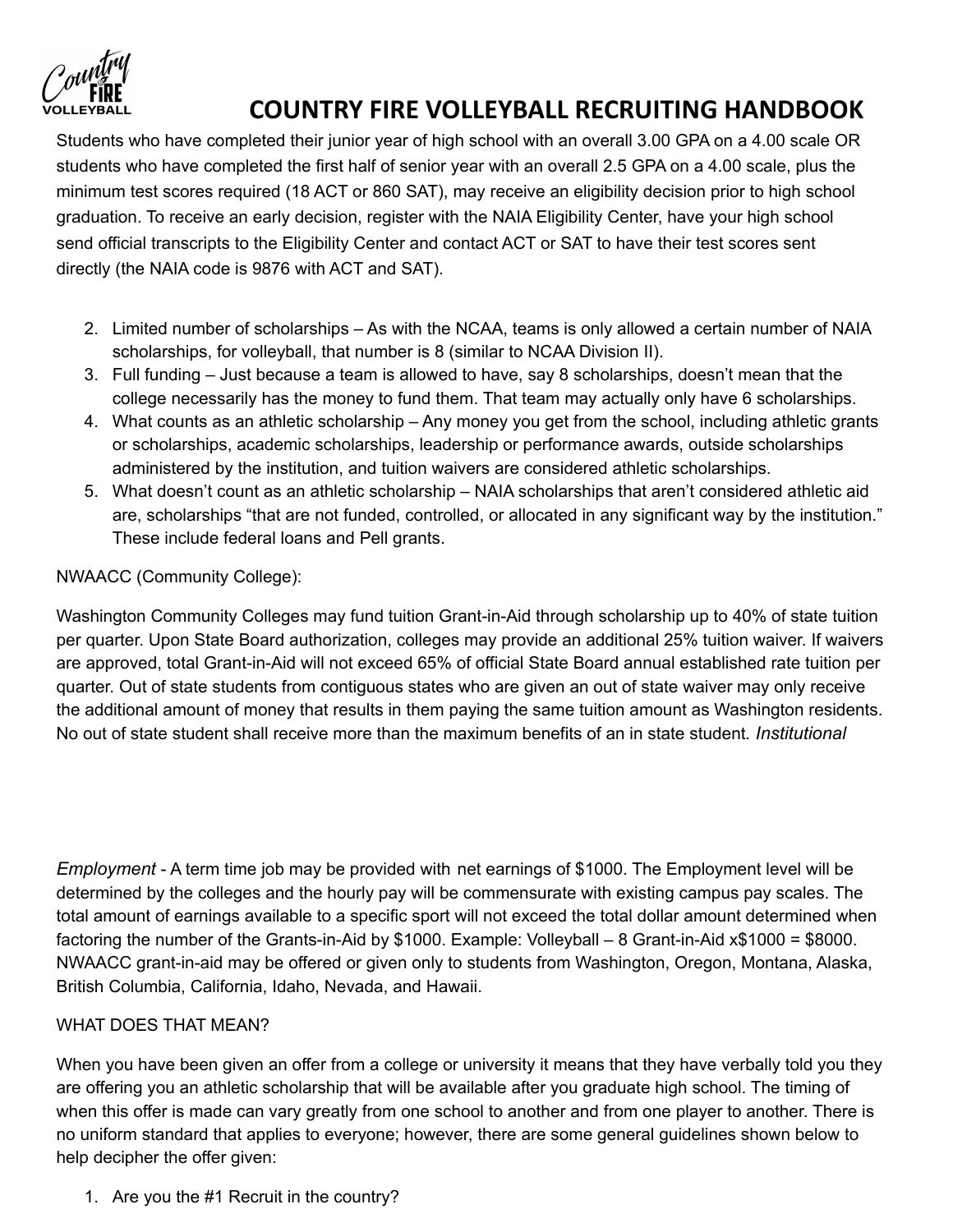# COUNTRY FIRE VOLLEYBALL RECRUITING HANDBOOK

Students who have completed their junior year of high school with an overall 3.00 GPA on a 4.00 scale OR students who have completed the first half of senior year with an overall 2.5 GPA on a 4.00 scale, plus the minimum test scores required (18 ACT or 860 SAT), may receive an eligibility decision prior to high school graduation. To receive an early decision, register with the NAIA Eligibility Center, have your high school send official transcripts to the Eligibility Center and contact ACT or SAT to have their test scores sent directly (the NAIA code is 9876 with ACT and SAT).

2. Limited number of scholarships – As with the NCAA, teams is only allowed a certain number of NAIA scholarships, for volleyball, that number is 8 (similar to NCAA Division II).
3. Full funding – Just because a team is allowed to have, say 8 scholarships, doesn't mean that the college necessarily has the money to fund them. That team may actually only have 6 scholarships.
4. What counts as an athletic scholarship – Any money you get from the school, including athletic grants or scholarships, academic scholarships, leadership or performance awards, outside scholarships administered by the institution, and tuition waivers are considered athletic scholarships.
5. What doesn't count as an athletic scholarship – NAIA scholarships that aren't considered athletic aid are, scholarships "that are not funded, controlled, or allocated in any significant way by the institution." These include federal loans and Pell grants.

NWAACC (Community College):

Washington Community Colleges may fund tuition Grant-in-Aid through scholarship up to 40% of state tuition per quarter. Upon State Board authorization, colleges may provide an additional 25% tuition waiver. If waivers are approved, total Grant-in-Aid will not exceed 65% of official State Board annual established rate tuition per quarter. Out of state students from contiguous states who are given an out of state waiver may only receive the additional amount of money that results in them paying the same tuition amount as Washington residents. No out of state student shall receive more than the maximum benefits of an in state student. *Institutional*

*Employment* - A term time job may be provided with net earnings of $1000. The Employment level will be determined by the colleges and the hourly pay will be commensurate with existing campus pay scales. The total amount of earnings available to a specific sport will not exceed the total dollar amount determined when factoring the number of the Grants-in-Aid by $1000. Example: Volleyball – 8 Grant-in-Aid x$1000 = $8000. NWAACC grant-in-aid may be offered or given only to students from Washington, Oregon, Montana, Alaska, British Columbia, California, Idaho, Nevada, and Hawaii.

WHAT DOES THAT MEAN?

When you have been given an offer from a college or university it means that they have verbally told you they are offering you an athletic scholarship that will be available after you graduate high school. The timing of when this offer is made can vary greatly from one school to another and from one player to another. There is no uniform standard that applies to everyone; however, there are some general guidelines shown below to help decipher the offer given:

1. Are you the #1 Recruit in the country?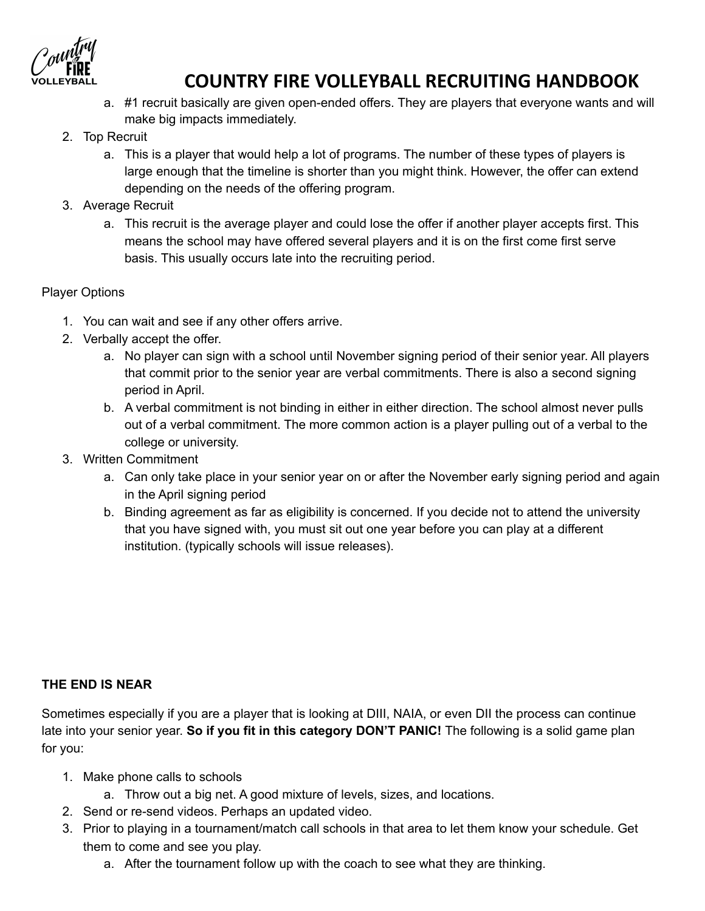a. #1 recruit basically are given open-ended offers. They are players that everyone wants and will make big impacts immediately.
2. Top Recruit
   a. This is a player that would help a lot of programs. The number of these types of players is large enough that the timeline is shorter than you might think. However, the offer can extend depending on the needs of the offering program.
3. Average Recruit
   a. This recruit is the average player and could lose the offer if another player accepts first. This means the school may have offered several players and it is on the first come first serve basis. This usually occurs late into the recruiting period.

Player Options

1. You can wait and see if any other offers arrive.
2. Verbally accept the offer.
   a. No player can sign with a school until November signing period of their senior year. All players that commit prior to the senior year are verbal commitments. There is also a second signing period in April.
   b. A verbal commitment is not binding in either in either direction. The school almost never pulls out of a verbal commitment. The more common action is a player pulling out of a verbal to the college or university.
3. Written Commitment
   a. Can only take place in your senior year on or after the November early signing period and again in the April signing period
   b. Binding agreement as far as eligibility is concerned. If you decide not to attend the university that you have signed with, you must sit out one year before you can play at a different institution. (typically schools will issue releases).

**THE END IS NEAR**

Sometimes especially if you are a player that is looking at DIII, NAIA, or even DII the process can continue late into your senior year. **So if you fit in this category DON'T PANIC!** The following is a solid game plan for you:

1. Make phone calls to schools
   a. Throw out a big net. A good mixture of levels, sizes, and locations.
2. Send or re-send videos. Perhaps an updated video.
3. Prior to playing in a tournament/match call schools in that area to let them know your schedule. Get them to come and see you play.
   a. After the tournament follow up with the coach to see what they are thinking.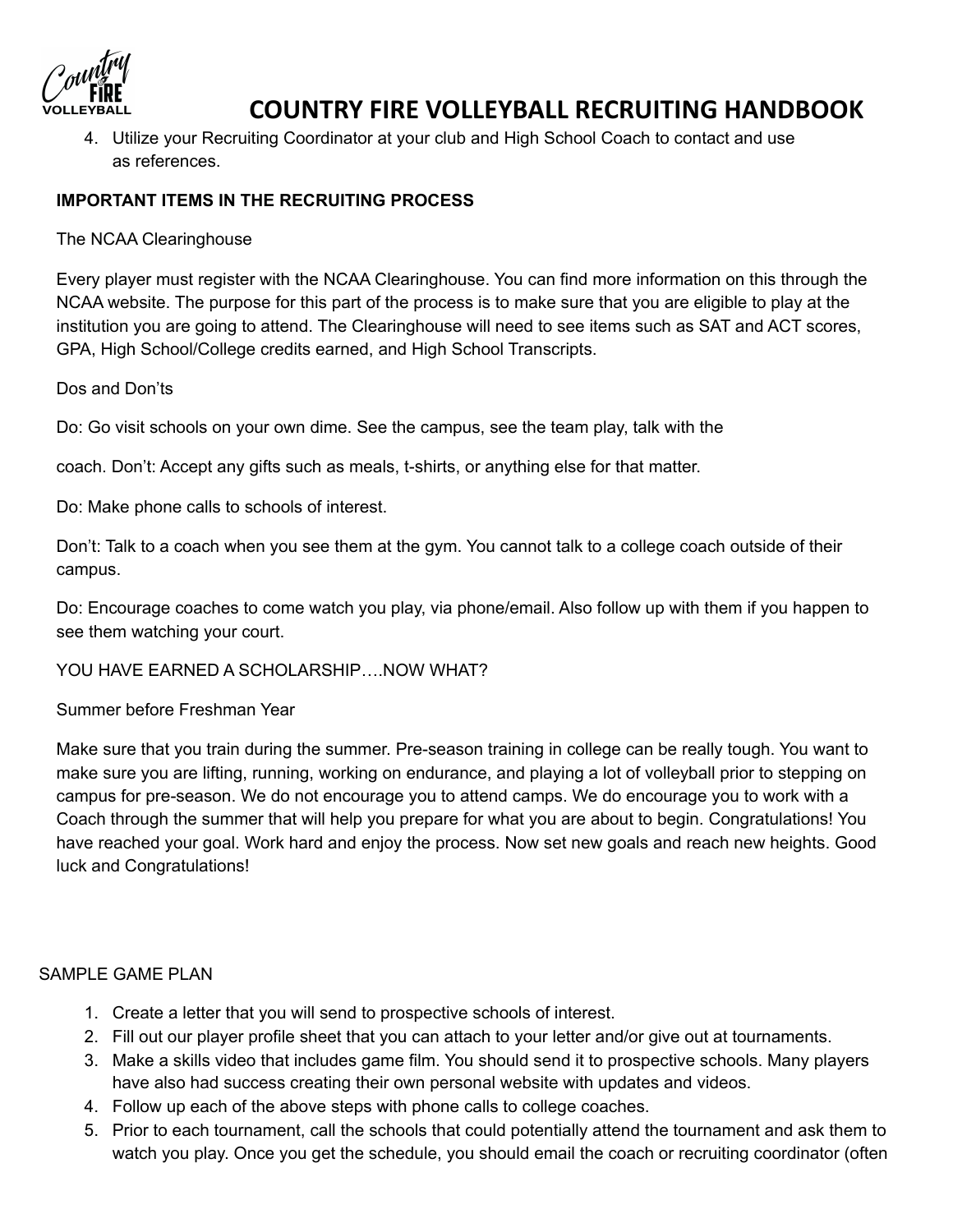4. Utilize your Recruiting Coordinator at your club and High School Coach to contact and use as references.

**IMPORTANT ITEMS IN THE RECRUITING PROCESS**

The NCAA Clearinghouse

Every player must register with the NCAA Clearinghouse. You can find more information on this through the NCAA website. The purpose for this part of the process is to make sure that you are eligible to play at the institution you are going to attend. The Clearinghouse will need to see items such as SAT and ACT scores, GPA, High School/College credits earned, and High School Transcripts.

Dos and Don'ts

Do: Go visit schools on your own dime. See the campus, see the team play, talk with the

coach. Don't: Accept any gifts such as meals, t-shirts, or anything else for that matter.

Do: Make phone calls to schools of interest.

Don't: Talk to a coach when you see them at the gym. You cannot talk to a college coach outside of their campus.

Do: Encourage coaches to come watch you play, via phone/email. Also follow up with them if you happen to see them watching your court.

YOU HAVE EARNED A SCHOLARSHIP….NOW WHAT?

Summer before Freshman Year

Make sure that you train during the summer. Pre-season training in college can be really tough. You want to make sure you are lifting, running, working on endurance, and playing a lot of volleyball prior to stepping on campus for pre-season. We do not encourage you to attend camps. We do encourage you to work with a Coach through the summer that will help you prepare for what you are about to begin. Congratulations! You have reached your goal. Work hard and enjoy the process. Now set new goals and reach new heights. Good luck and Congratulations!

SAMPLE GAME PLAN

1. Create a letter that you will send to prospective schools of interest.
2. Fill out our player profile sheet that you can attach to your letter and/or give out at tournaments.
3. Make a skills video that includes game film. You should send it to prospective schools. Many players have also had success creating their own personal website with updates and videos.
4. Follow up each of the above steps with phone calls to college coaches.
5. Prior to each tournament, call the schools that could potentially attend the tournament and ask them to watch you play. Once you get the schedule, you should email the coach or recruiting coordinator (often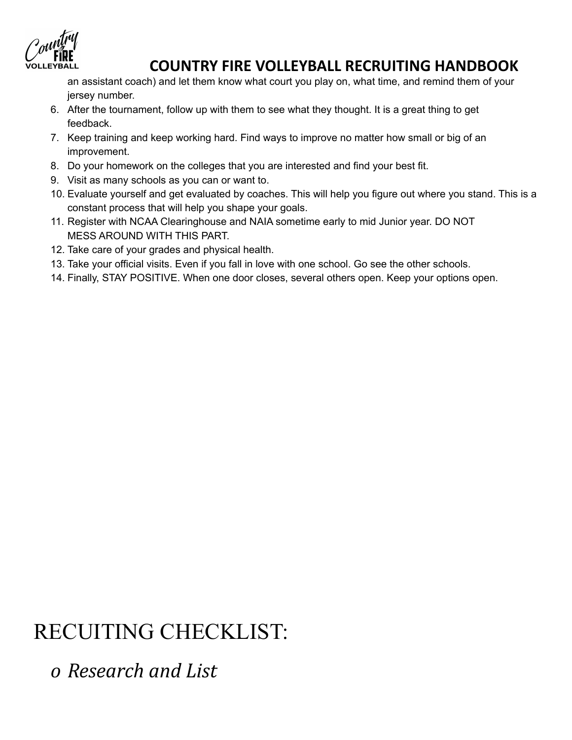an assistant coach) and let them know what court you play on, what time, and remind them of your jersey number.

6. After the tournament, follow up with them to see what they thought. It is a great thing to get feedback.
7. Keep training and keep working hard. Find ways to improve no matter how small or big of an improvement.
8. Do your homework on the colleges that you are interested and find your best fit.
9. Visit as many schools as you can or want to.
10. Evaluate yourself and get evaluated by coaches. This will help you figure out where you stand. This is a constant process that will help you shape your goals.
11. Register with NCAA Clearinghouse and NAIA sometime early to mid Junior year. DO NOT MESS AROUND WITH THIS PART.
12. Take care of your grades and physical health.
13. Take your official visits. Even if you fall in love with one school. Go see the other schools.
14. Finally, STAY POSITIVE. When one door closes, several others open. Keep your options open.

# RECUITING CHECKLIST:

- o *Research and List*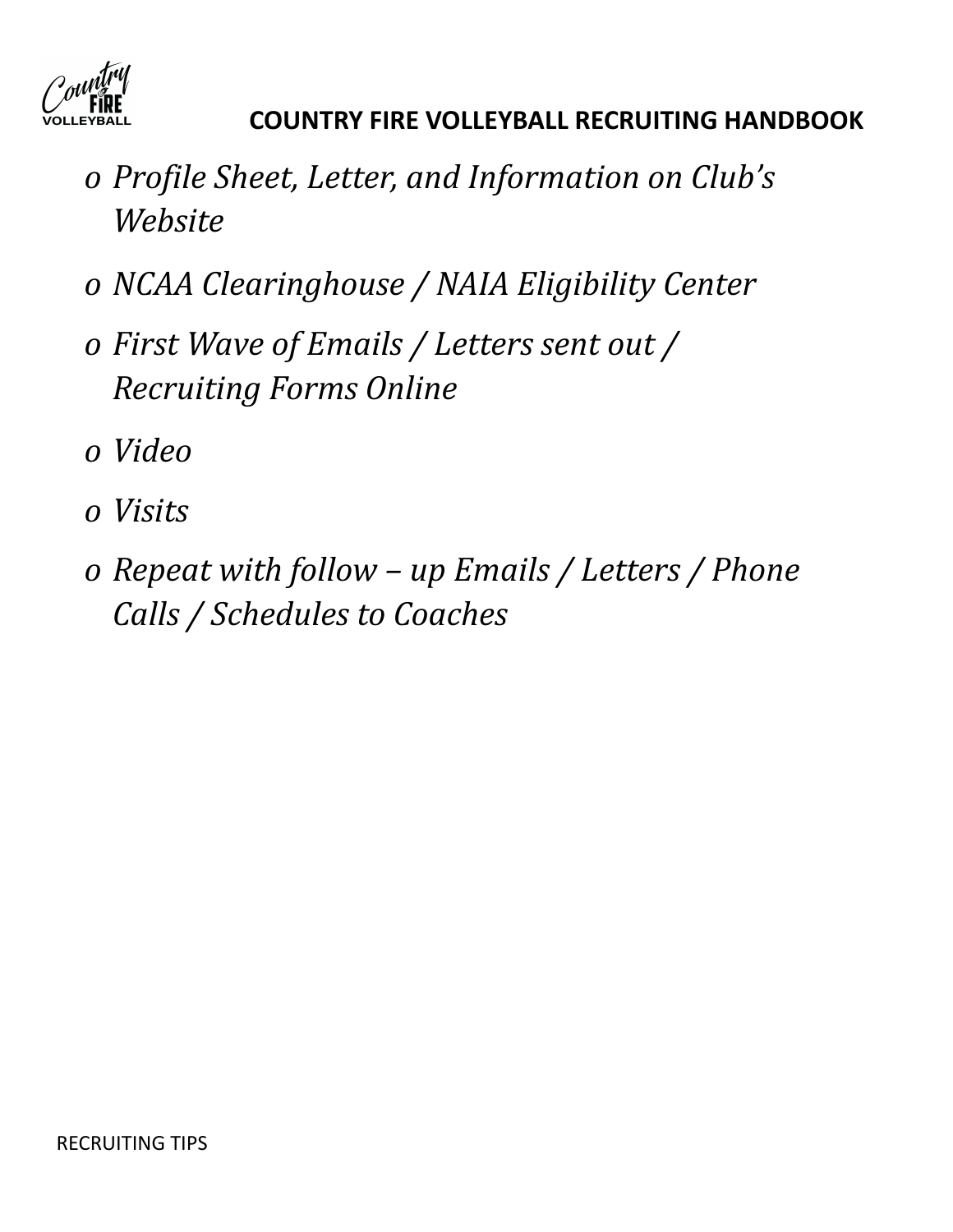- *Profile Sheet, Letter, and Information on Club's Website*
- *NCAA Clearinghouse / NAIA Eligibility Center*
- *First Wave of Emails / Letters sent out / Recruiting Forms Online*
- *Video*
- *Visits*
- *Repeat with follow – up Emails / Letters / Phone Calls / Schedules to Coaches*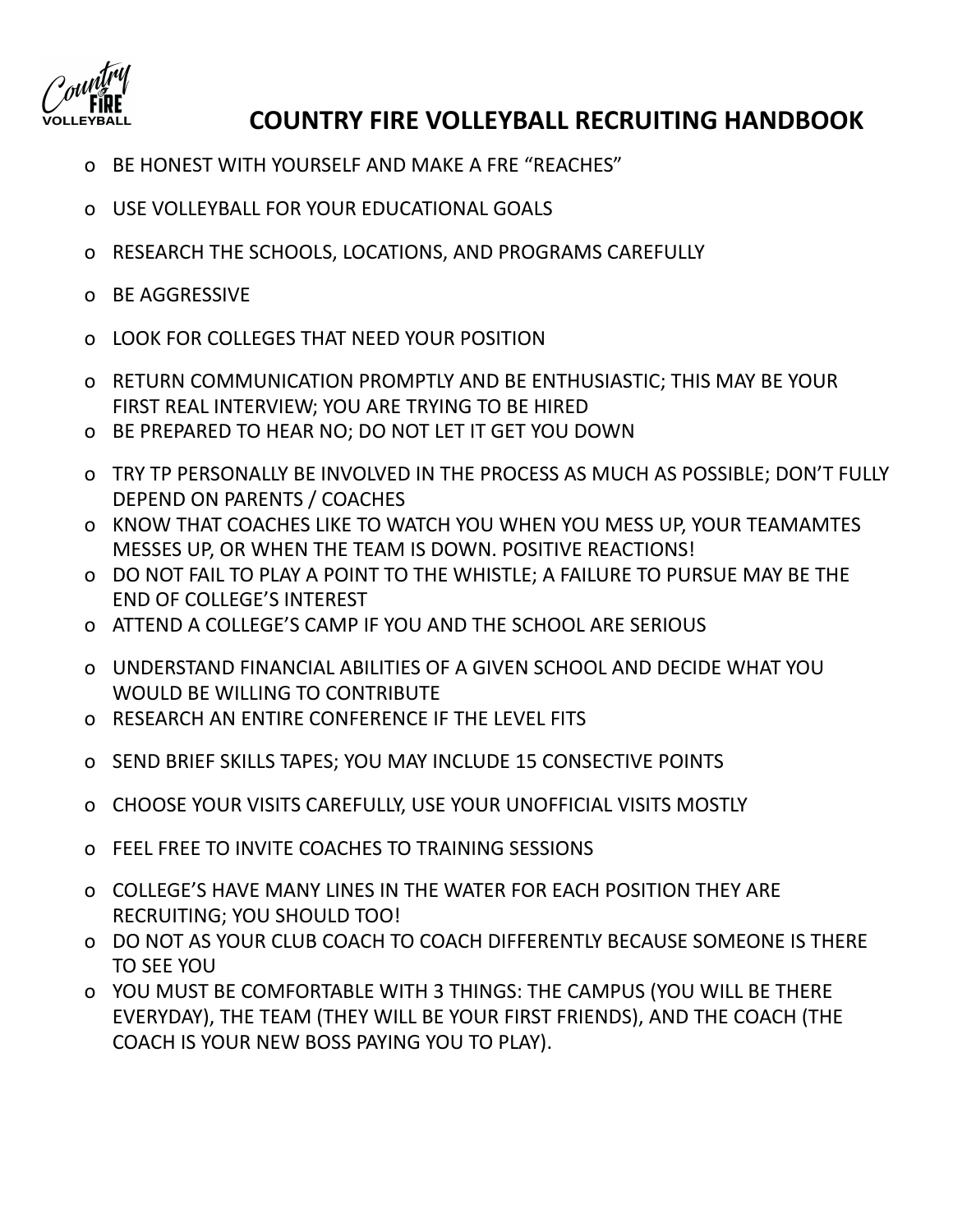# COUNTRY FIRE VOLLEYBALL RECRUITING HANDBOOK

- BE HONEST WITH YOURSELF AND MAKE A FRE "REACHES"
- USE VOLLEYBALL FOR YOUR EDUCATIONAL GOALS
- RESEARCH THE SCHOOLS, LOCATIONS, AND PROGRAMS CAREFULLY
- BE AGGRESSIVE
- LOOK FOR COLLEGES THAT NEED YOUR POSITION
- RETURN COMMUNICATION PROMPTLY AND BE ENTHUSIASTIC; THIS MAY BE YOUR FIRST REAL INTERVIEW; YOU ARE TRYING TO BE HIRED
- BE PREPARED TO HEAR NO; DO NOT LET IT GET YOU DOWN
- TRY TP PERSONALLY BE INVOLVED IN THE PROCESS AS MUCH AS POSSIBLE; DON'T FULLY DEPEND ON PARENTS / COACHES
- KNOW THAT COACHES LIKE TO WATCH YOU WHEN YOU MESS UP, YOUR TEAMAMTES MESSES UP, OR WHEN THE TEAM IS DOWN. POSITIVE REACTIONS!
- DO NOT FAIL TO PLAY A POINT TO THE WHISTLE; A FAILURE TO PURSUE MAY BE THE END OF COLLEGE'S INTEREST
- ATTEND A COLLEGE'S CAMP IF YOU AND THE SCHOOL ARE SERIOUS
- UNDERSTAND FINANCIAL ABILITIES OF A GIVEN SCHOOL AND DECIDE WHAT YOU WOULD BE WILLING TO CONTRIBUTE
- RESEARCH AN ENTIRE CONFERENCE IF THE LEVEL FITS
- SEND BRIEF SKILLS TAPES; YOU MAY INCLUDE 15 CONSECTIVE POINTS
- CHOOSE YOUR VISITS CAREFULLY, USE YOUR UNOFFICIAL VISITS MOSTLY
- FEEL FREE TO INVITE COACHES TO TRAINING SESSIONS
- COLLEGE'S HAVE MANY LINES IN THE WATER FOR EACH POSITION THEY ARE RECRUITING; YOU SHOULD TOO!
- DO NOT AS YOUR CLUB COACH TO COACH DIFFERENTLY BECAUSE SOMEONE IS THERE TO SEE YOU
- YOU MUST BE COMFORTABLE WITH 3 THINGS: THE CAMPUS (YOU WILL BE THERE EVERYDAY), THE TEAM (THEY WILL BE YOUR FIRST FRIENDS), AND THE COACH (THE COACH IS YOUR NEW BOSS PAYING YOU TO PLAY).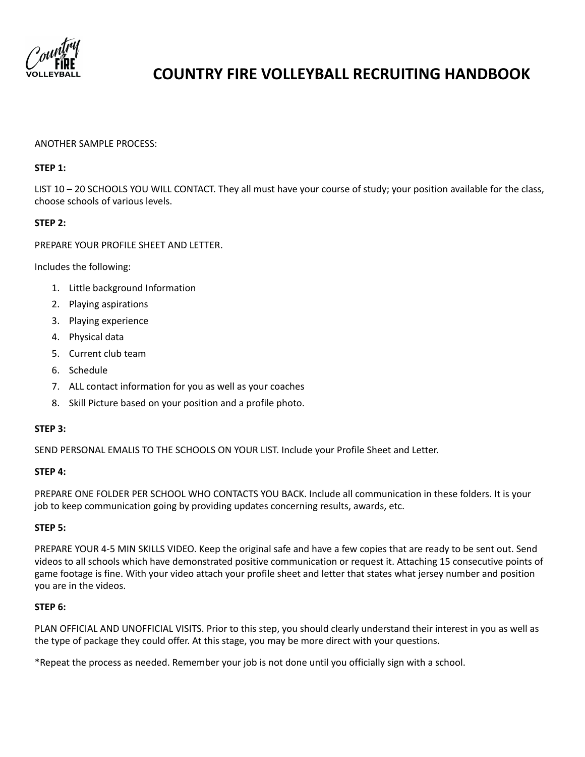ANOTHER SAMPLE PROCESS:

**STEP 1:**

LIST 10 – 20 SCHOOLS YOU WILL CONTACT. They all must have your course of study; your position available for the class, choose schools of various levels.

**STEP 2:**

PREPARE YOUR PROFILE SHEET AND LETTER.

Includes the following:

1. Little background Information
2. Playing aspirations
3. Playing experience
4. Physical data
5. Current club team
6. Schedule
7. ALL contact information for you as well as your coaches
8. Skill Picture based on your position and a profile photo.

**STEP 3:**

SEND PERSONAL EMALIS TO THE SCHOOLS ON YOUR LIST. Include your Profile Sheet and Letter.

**STEP 4:**

PREPARE ONE FOLDER PER SCHOOL WHO CONTACTS YOU BACK. Include all communication in these folders. It is your job to keep communication going by providing updates concerning results, awards, etc.

**STEP 5:**

PREPARE YOUR 4-5 MIN SKILLS VIDEO. Keep the original safe and have a few copies that are ready to be sent out. Send videos to all schools which have demonstrated positive communication or request it. Attaching 15 consecutive points of game footage is fine. With your video attach your profile sheet and letter that states what jersey number and position you are in the videos.

**STEP 6:**

PLAN OFFICIAL AND UNOFFICIAL VISITS. Prior to this step, you should clearly understand their interest in you as well as the type of package they could offer. At this stage, you may be more direct with your questions.

*Repeat the process as needed. Remember your job is not done until you officially sign with a school.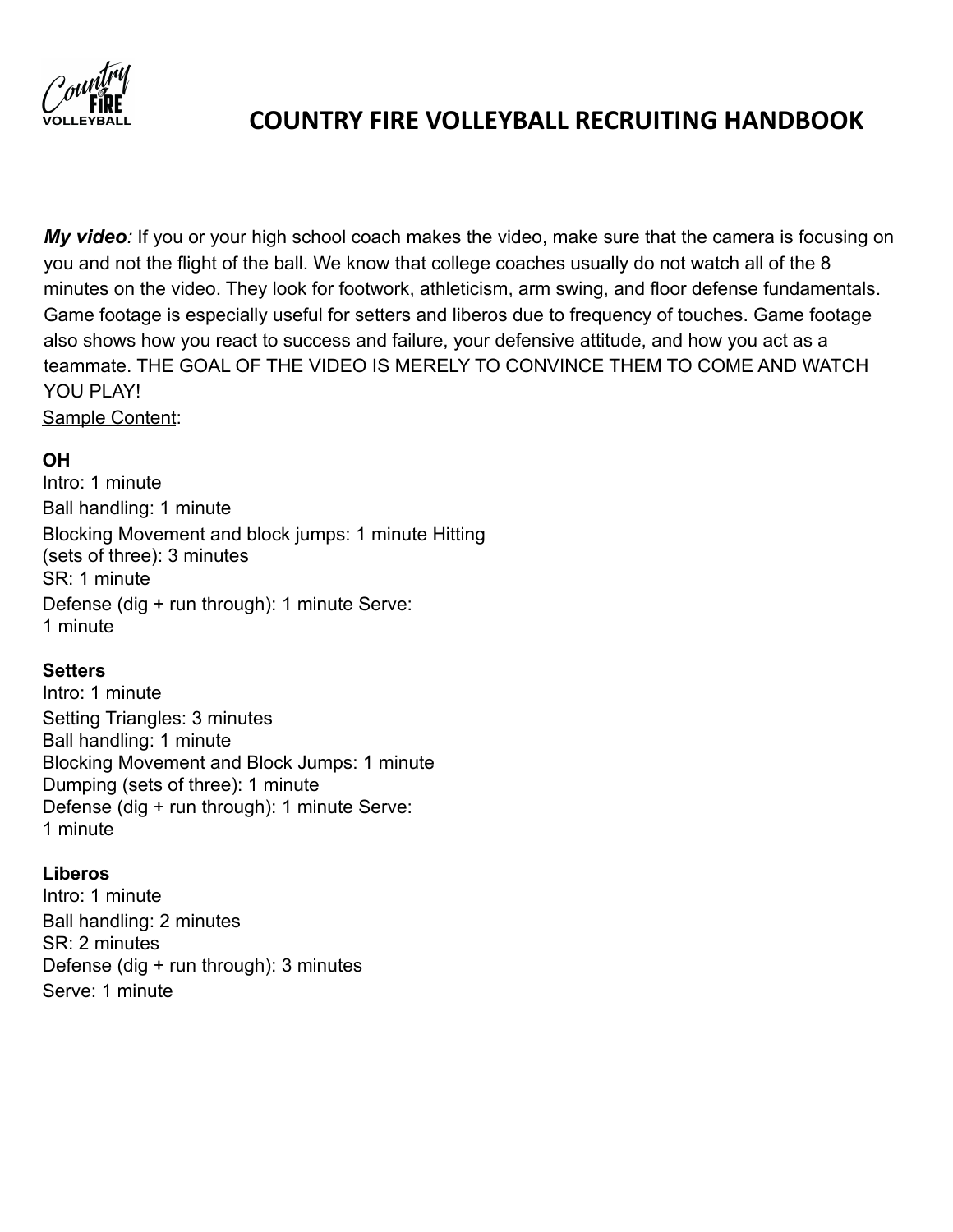# COUNTRY FIRE VOLLEYBALL RECRUITING HANDBOOK

***My video**:* If you or your high school coach makes the video, make sure that the camera is focusing on you and not the flight of the ball. We know that college coaches usually do not watch all of the 8 minutes on the video. They look for footwork, athleticism, arm swing, and floor defense fundamentals. Game footage is especially useful for setters and liberos due to frequency of touches. Game footage also shows how you react to success and failure, your defensive attitude, and how you act as a teammate. THE GOAL OF THE VIDEO IS MERELY TO CONVINCE THEM TO COME AND WATCH YOU PLAY!

<u>Sample Content</u>:

**OH**
Intro: 1 minute
Ball handling: 1 minute
Blocking Movement and block jumps: 1 minute
Hitting (sets of three): 3 minutes
SR: 1 minute
Defense (dig + run through): 1 minute
Serve: 1 minute

**Setters**
Intro: 1 minute
Setting Triangles: 3 minutes
Ball handling: 1 minute
Blocking Movement and Block Jumps: 1 minute
Dumping (sets of three): 1 minute
Defense (dig + run through): 1 minute
Serve: 1 minute

**Liberos**
Intro: 1 minute
Ball handling: 2 minutes
SR: 2 minutes
Defense (dig + run through): 3 minutes
Serve: 1 minute